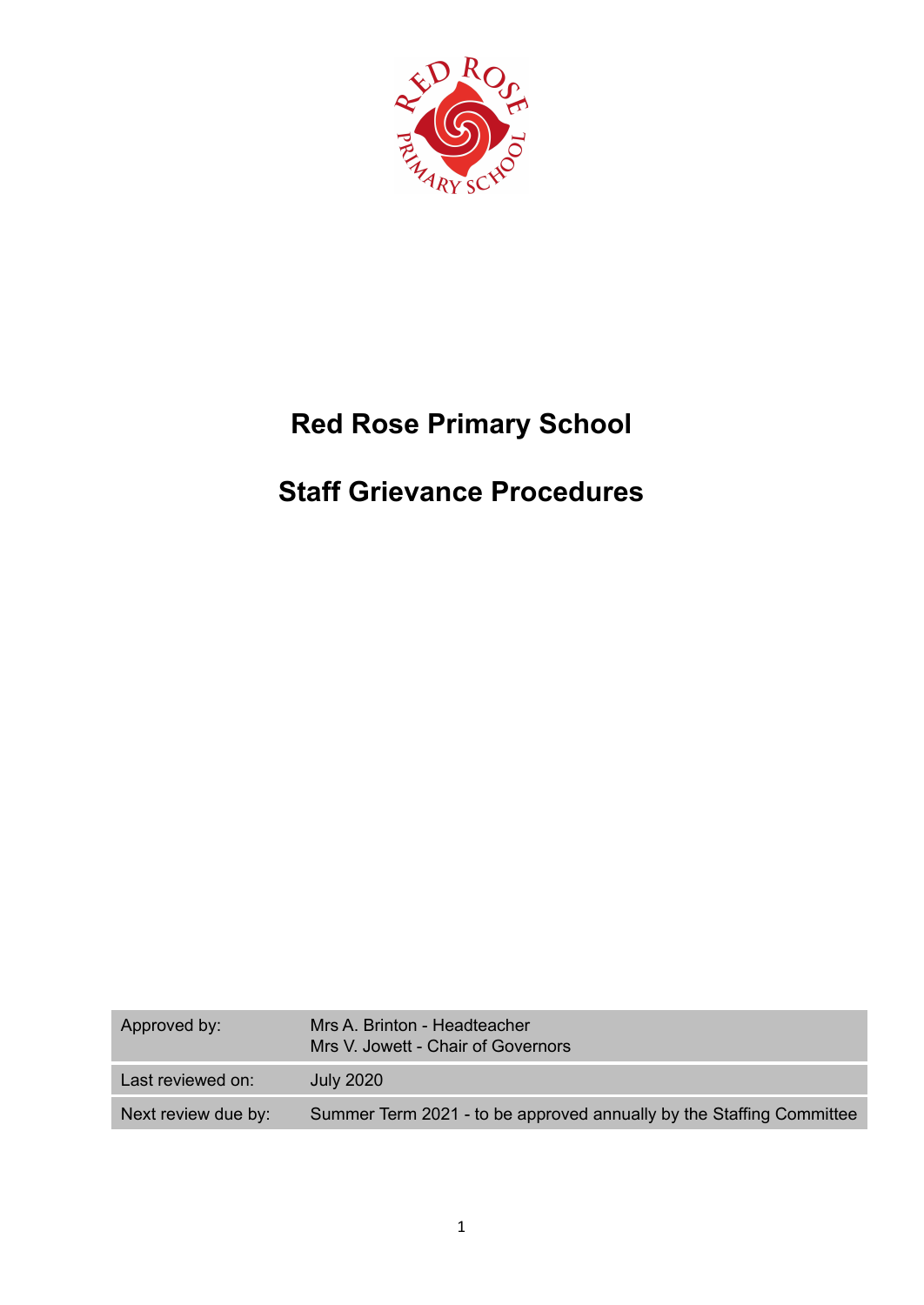# Red Rose Primary School

# Staff Grievance Procedures

| | |
|---|---|
| Approved by: | Mrs A. Brinton - Headteacher<br>Mrs V. Jowett - Chair of Governors |
| Last reviewed on: | July 2020 |
| Next review due by: | Summer Term 2021 - to be approved annually by the Staffing Committee |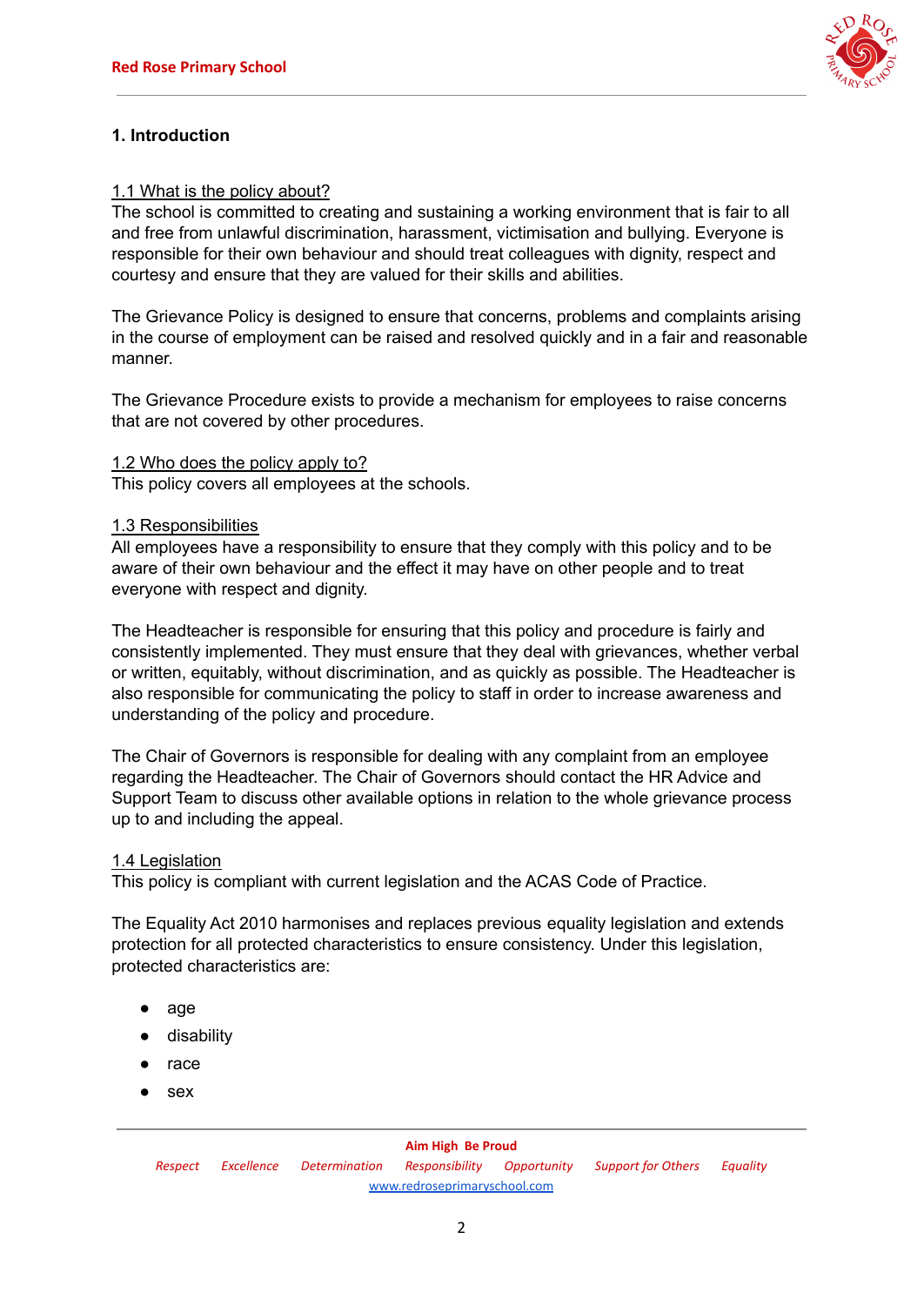## 1. Introduction

### 1.1 What is the policy about?

The school is committed to creating and sustaining a working environment that is fair to all and free from unlawful discrimination, harassment, victimisation and bullying. Everyone is responsible for their own behaviour and should treat colleagues with dignity, respect and courtesy and ensure that they are valued for their skills and abilities.

The Grievance Policy is designed to ensure that concerns, problems and complaints arising in the course of employment can be raised and resolved quickly and in a fair and reasonable manner.

The Grievance Procedure exists to provide a mechanism for employees to raise concerns that are not covered by other procedures.

### 1.2 Who does the policy apply to?

This policy covers all employees at the schools.

### 1.3 Responsibilities

All employees have a responsibility to ensure that they comply with this policy and to be aware of their own behaviour and the effect it may have on other people and to treat everyone with respect and dignity.

The Headteacher is responsible for ensuring that this policy and procedure is fairly and consistently implemented. They must ensure that they deal with grievances, whether verbal or written, equitably, without discrimination, and as quickly as possible. The Headteacher is also responsible for communicating the policy to staff in order to increase awareness and understanding of the policy and procedure.

The Chair of Governors is responsible for dealing with any complaint from an employee regarding the Headteacher. The Chair of Governors should contact the HR Advice and Support Team to discuss other available options in relation to the whole grievance process up to and including the appeal.

### 1.4 Legislation

This policy is compliant with current legislation and the ACAS Code of Practice.

The Equality Act 2010 harmonises and replaces previous equality legislation and extends protection for all protected characteristics to ensure consistency. Under this legislation, protected characteristics are:

- age
- disability
- race
- sex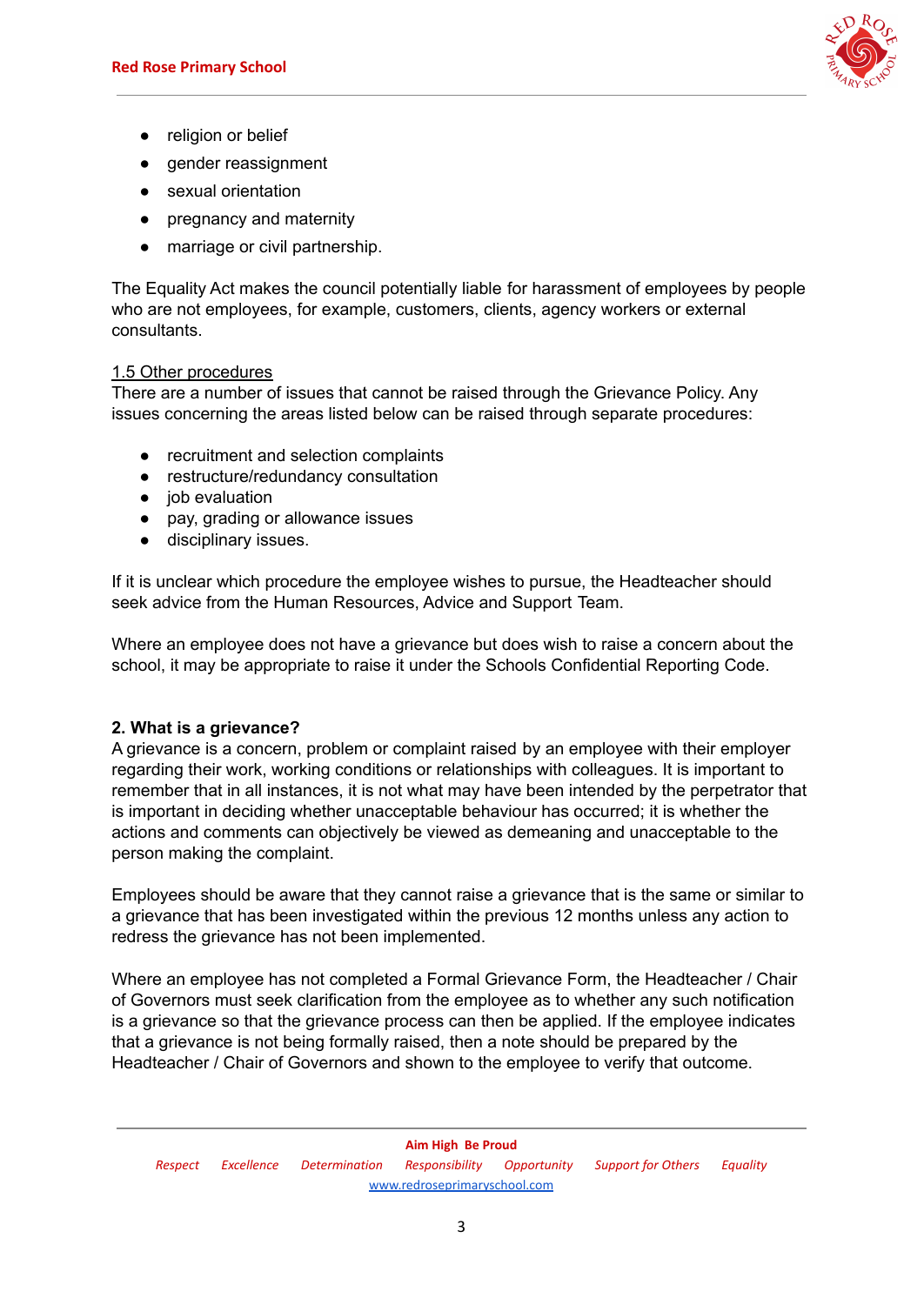- religion or belief
- gender reassignment
- sexual orientation
- pregnancy and maternity
- marriage or civil partnership.

The Equality Act makes the council potentially liable for harassment of employees by people who are not employees, for example, customers, clients, agency workers or external consultants.

1.5 Other procedures

There are a number of issues that cannot be raised through the Grievance Policy. Any issues concerning the areas listed below can be raised through separate procedures:

- recruitment and selection complaints
- restructure/redundancy consultation
- job evaluation
- pay, grading or allowance issues
- disciplinary issues.

If it is unclear which procedure the employee wishes to pursue, the Headteacher should seek advice from the Human Resources, Advice and Support Team.

Where an employee does not have a grievance but does wish to raise a concern about the school, it may be appropriate to raise it under the Schools Confidential Reporting Code.

## 2. What is a grievance?

A grievance is a concern, problem or complaint raised by an employee with their employer regarding their work, working conditions or relationships with colleagues. It is important to remember that in all instances, it is not what may have been intended by the perpetrator that is important in deciding whether unacceptable behaviour has occurred; it is whether the actions and comments can objectively be viewed as demeaning and unacceptable to the person making the complaint.

Employees should be aware that they cannot raise a grievance that is the same or similar to a grievance that has been investigated within the previous 12 months unless any action to redress the grievance has not been implemented.

Where an employee has not completed a Formal Grievance Form, the Headteacher / Chair of Governors must seek clarification from the employee as to whether any such notification is a grievance so that the grievance process can then be applied. If the employee indicates that a grievance is not being formally raised, then a note should be prepared by the Headteacher / Chair of Governors and shown to the employee to verify that outcome.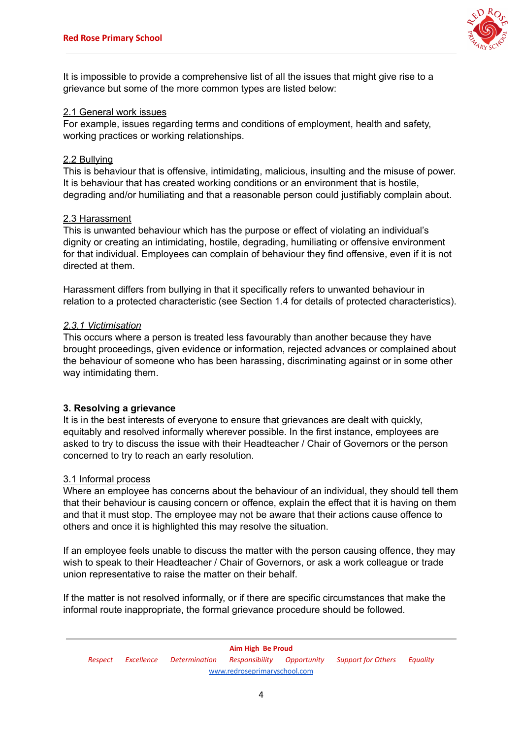It is impossible to provide a comprehensive list of all the issues that might give rise to a grievance but some of the more common types are listed below:

2.1 General work issues

For example, issues regarding terms and conditions of employment, health and safety, working practices or working relationships.

2.2 Bullying

This is behaviour that is offensive, intimidating, malicious, insulting and the misuse of power. It is behaviour that has created working conditions or an environment that is hostile, degrading and/or humiliating and that a reasonable person could justifiably complain about.

2.3 Harassment

This is unwanted behaviour which has the purpose or effect of violating an individual's dignity or creating an intimidating, hostile, degrading, humiliating or offensive environment for that individual. Employees can complain of behaviour they find offensive, even if it is not directed at them.

Harassment differs from bullying in that it specifically refers to unwanted behaviour in relation to a protected characteristic (see Section 1.4 for details of protected characteristics).

*2.3.1 Victimisation*

This occurs where a person is treated less favourably than another because they have brought proceedings, given evidence or information, rejected advances or complained about the behaviour of someone who has been harassing, discriminating against or in some other way intimidating them.

## 3. Resolving a grievance

It is in the best interests of everyone to ensure that grievances are dealt with quickly, equitably and resolved informally wherever possible. In the first instance, employees are asked to try to discuss the issue with their Headteacher / Chair of Governors or the person concerned to try to reach an early resolution.

3.1 Informal process

Where an employee has concerns about the behaviour of an individual, they should tell them that their behaviour is causing concern or offence, explain the effect that it is having on them and that it must stop. The employee may not be aware that their actions cause offence to others and once it is highlighted this may resolve the situation.

If an employee feels unable to discuss the matter with the person causing offence, they may wish to speak to their Headteacher / Chair of Governors, or ask a work colleague or trade union representative to raise the matter on their behalf.

If the matter is not resolved informally, or if there are specific circumstances that make the informal route inappropriate, the formal grievance procedure should be followed.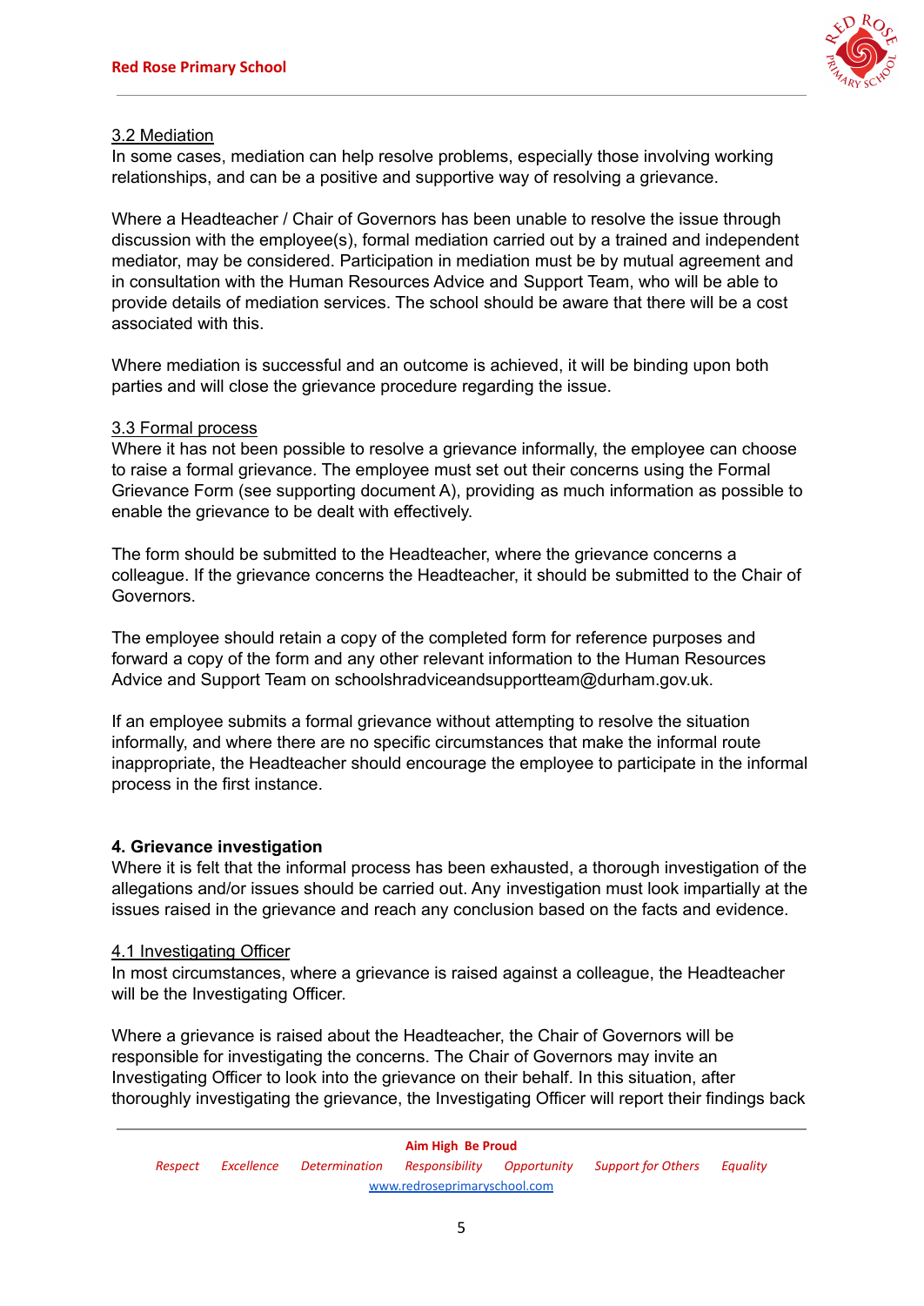### 3.2 Mediation

In some cases, mediation can help resolve problems, especially those involving working relationships, and can be a positive and supportive way of resolving a grievance.

Where a Headteacher / Chair of Governors has been unable to resolve the issue through discussion with the employee(s), formal mediation carried out by a trained and independent mediator, may be considered. Participation in mediation must be by mutual agreement and in consultation with the Human Resources Advice and Support Team, who will be able to provide details of mediation services. The school should be aware that there will be a cost associated with this.

Where mediation is successful and an outcome is achieved, it will be binding upon both parties and will close the grievance procedure regarding the issue.

### 3.3 Formal process

Where it has not been possible to resolve a grievance informally, the employee can choose to raise a formal grievance. The employee must set out their concerns using the Formal Grievance Form (see supporting document A), providing as much information as possible to enable the grievance to be dealt with effectively.

The form should be submitted to the Headteacher, where the grievance concerns a colleague. If the grievance concerns the Headteacher, it should be submitted to the Chair of Governors.

The employee should retain a copy of the completed form for reference purposes and forward a copy of the form and any other relevant information to the Human Resources Advice and Support Team on schoolshradviceandsupportteam@durham.gov.uk.

If an employee submits a formal grievance without attempting to resolve the situation informally, and where there are no specific circumstances that make the informal route inappropriate, the Headteacher should encourage the employee to participate in the informal process in the first instance.

## 4. Grievance investigation

Where it is felt that the informal process has been exhausted, a thorough investigation of the allegations and/or issues should be carried out. Any investigation must look impartially at the issues raised in the grievance and reach any conclusion based on the facts and evidence.

### 4.1 Investigating Officer

In most circumstances, where a grievance is raised against a colleague, the Headteacher will be the Investigating Officer.

Where a grievance is raised about the Headteacher, the Chair of Governors will be responsible for investigating the concerns. The Chair of Governors may invite an Investigating Officer to look into the grievance on their behalf. In this situation, after thoroughly investigating the grievance, the Investigating Officer will report their findings back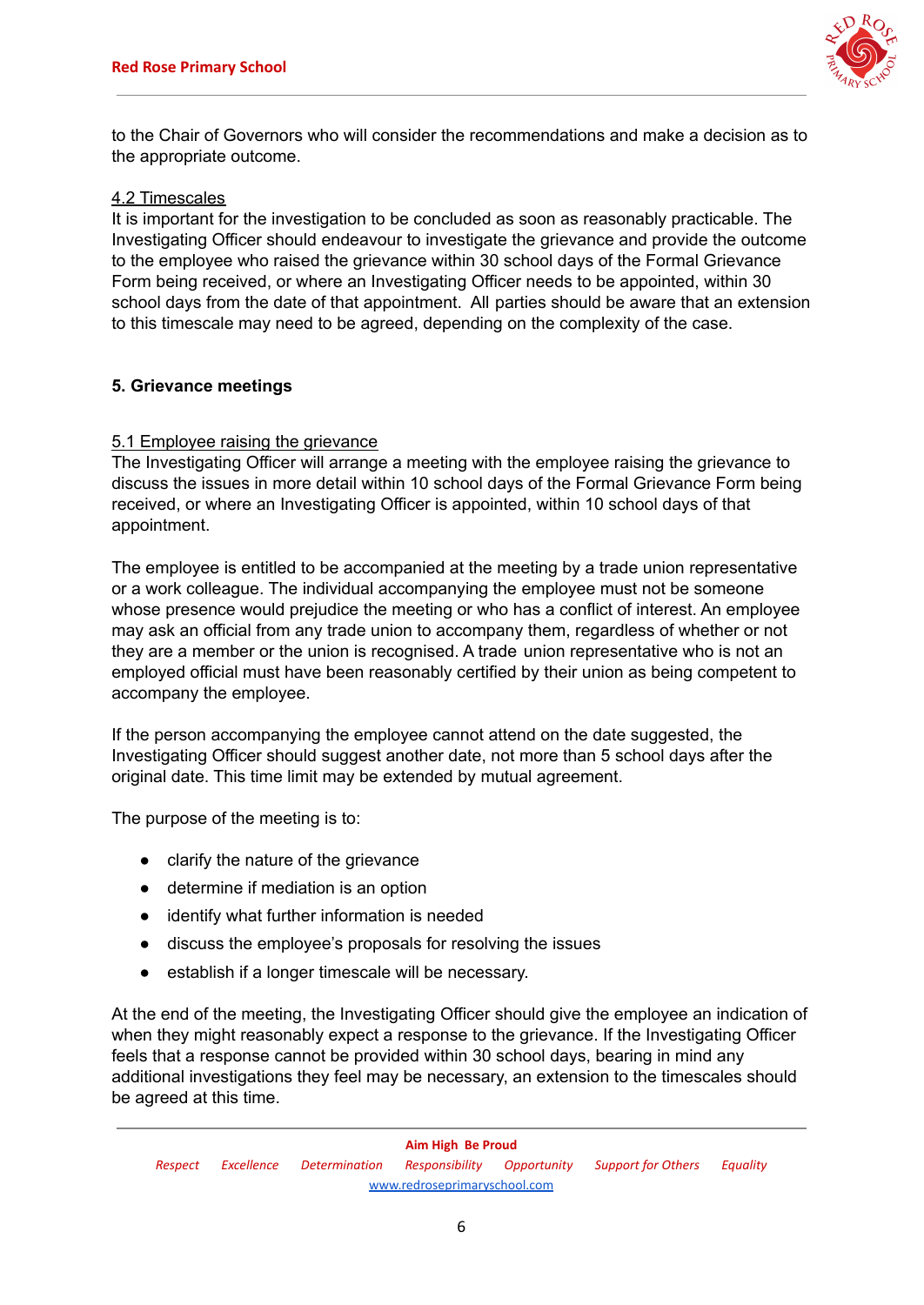to the Chair of Governors who will consider the recommendations and make a decision as to the appropriate outcome.

4.2 Timescales

It is important for the investigation to be concluded as soon as reasonably practicable. The Investigating Officer should endeavour to investigate the grievance and provide the outcome to the employee who raised the grievance within 30 school days of the Formal Grievance Form being received, or where an Investigating Officer needs to be appointed, within 30 school days from the date of that appointment. All parties should be aware that an extension to this timescale may need to be agreed, depending on the complexity of the case.

## 5. Grievance meetings

5.1 Employee raising the grievance

The Investigating Officer will arrange a meeting with the employee raising the grievance to discuss the issues in more detail within 10 school days of the Formal Grievance Form being received, or where an Investigating Officer is appointed, within 10 school days of that appointment.

The employee is entitled to be accompanied at the meeting by a trade union representative or a work colleague. The individual accompanying the employee must not be someone whose presence would prejudice the meeting or who has a conflict of interest. An employee may ask an official from any trade union to accompany them, regardless of whether or not they are a member or the union is recognised. A trade union representative who is not an employed official must have been reasonably certified by their union as being competent to accompany the employee.

If the person accompanying the employee cannot attend on the date suggested, the Investigating Officer should suggest another date, not more than 5 school days after the original date. This time limit may be extended by mutual agreement.

The purpose of the meeting is to:

- clarify the nature of the grievance
- determine if mediation is an option
- identify what further information is needed
- discuss the employee's proposals for resolving the issues
- establish if a longer timescale will be necessary.

At the end of the meeting, the Investigating Officer should give the employee an indication of when they might reasonably expect a response to the grievance. If the Investigating Officer feels that a response cannot be provided within 30 school days, bearing in mind any additional investigations they feel may be necessary, an extension to the timescales should be agreed at this time.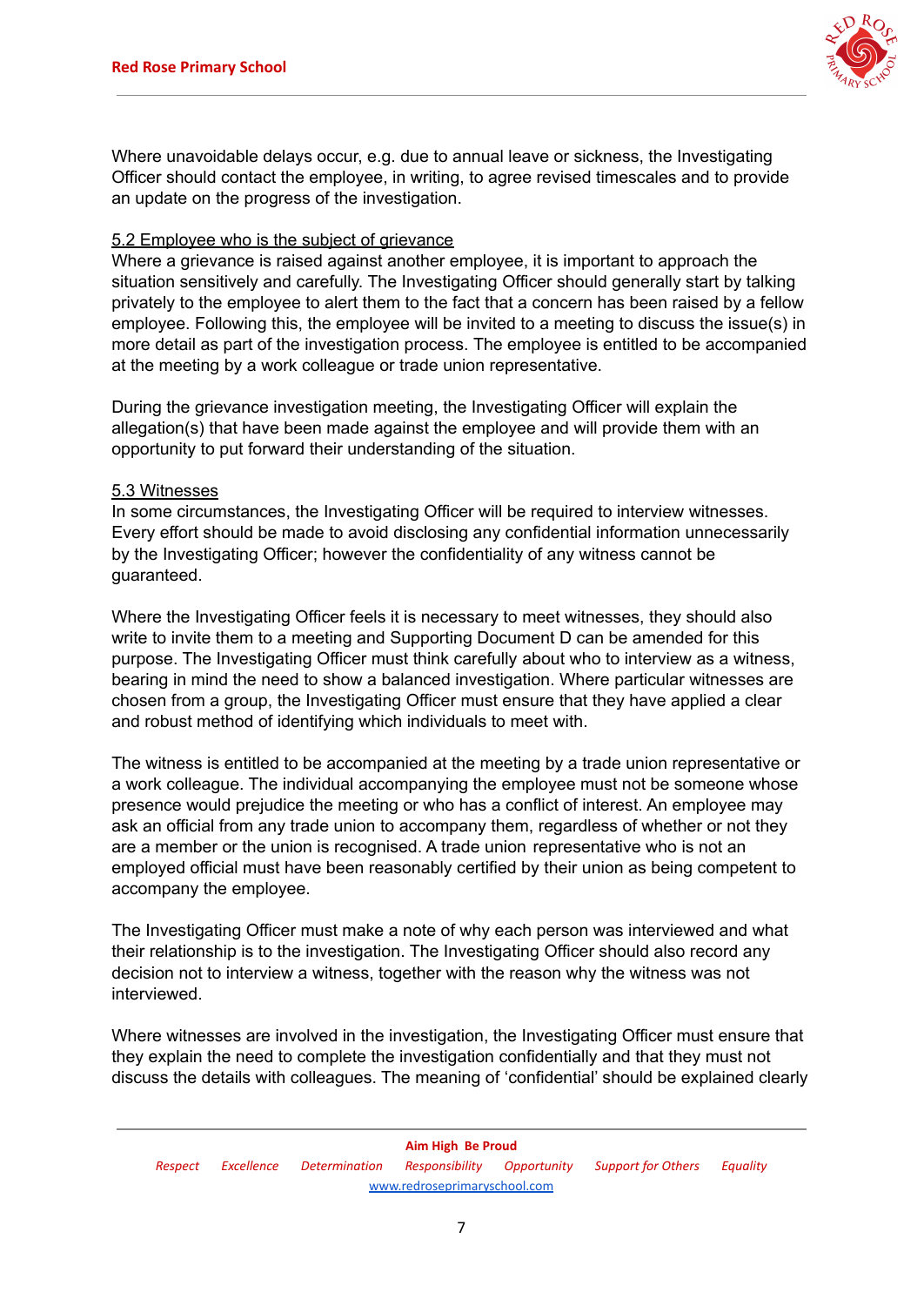Where unavoidable delays occur, e.g. due to annual leave or sickness, the Investigating Officer should contact the employee, in writing, to agree revised timescales and to provide an update on the progress of the investigation.

### 5.2 Employee who is the subject of grievance

Where a grievance is raised against another employee, it is important to approach the situation sensitively and carefully. The Investigating Officer should generally start by talking privately to the employee to alert them to the fact that a concern has been raised by a fellow employee. Following this, the employee will be invited to a meeting to discuss the issue(s) in more detail as part of the investigation process. The employee is entitled to be accompanied at the meeting by a work colleague or trade union representative.

During the grievance investigation meeting, the Investigating Officer will explain the allegation(s) that have been made against the employee and will provide them with an opportunity to put forward their understanding of the situation.

### 5.3 Witnesses

In some circumstances, the Investigating Officer will be required to interview witnesses. Every effort should be made to avoid disclosing any confidential information unnecessarily by the Investigating Officer; however the confidentiality of any witness cannot be guaranteed.

Where the Investigating Officer feels it is necessary to meet witnesses, they should also write to invite them to a meeting and Supporting Document D can be amended for this purpose. The Investigating Officer must think carefully about who to interview as a witness, bearing in mind the need to show a balanced investigation. Where particular witnesses are chosen from a group, the Investigating Officer must ensure that they have applied a clear and robust method of identifying which individuals to meet with.

The witness is entitled to be accompanied at the meeting by a trade union representative or a work colleague. The individual accompanying the employee must not be someone whose presence would prejudice the meeting or who has a conflict of interest. An employee may ask an official from any trade union to accompany them, regardless of whether or not they are a member or the union is recognised. A trade union representative who is not an employed official must have been reasonably certified by their union as being competent to accompany the employee.

The Investigating Officer must make a note of why each person was interviewed and what their relationship is to the investigation. The Investigating Officer should also record any decision not to interview a witness, together with the reason why the witness was not interviewed.

Where witnesses are involved in the investigation, the Investigating Officer must ensure that they explain the need to complete the investigation confidentially and that they must not discuss the details with colleagues. The meaning of 'confidential' should be explained clearly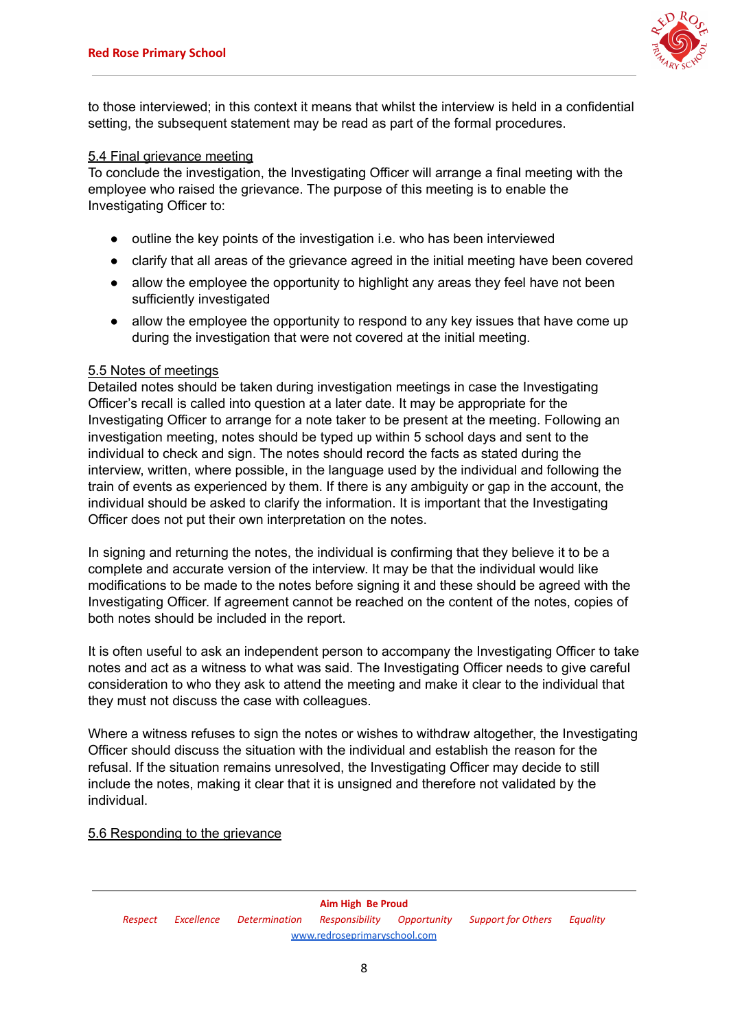to those interviewed; in this context it means that whilst the interview is held in a confidential setting, the subsequent statement may be read as part of the formal procedures.

5.4 Final grievance meeting

To conclude the investigation, the Investigating Officer will arrange a final meeting with the employee who raised the grievance. The purpose of this meeting is to enable the Investigating Officer to:

- outline the key points of the investigation i.e. who has been interviewed
- clarify that all areas of the grievance agreed in the initial meeting have been covered
- allow the employee the opportunity to highlight any areas they feel have not been sufficiently investigated
- allow the employee the opportunity to respond to any key issues that have come up during the investigation that were not covered at the initial meeting.

5.5 Notes of meetings

Detailed notes should be taken during investigation meetings in case the Investigating Officer's recall is called into question at a later date. It may be appropriate for the Investigating Officer to arrange for a note taker to be present at the meeting. Following an investigation meeting, notes should be typed up within 5 school days and sent to the individual to check and sign. The notes should record the facts as stated during the interview, written, where possible, in the language used by the individual and following the train of events as experienced by them. If there is any ambiguity or gap in the account, the individual should be asked to clarify the information. It is important that the Investigating Officer does not put their own interpretation on the notes.

In signing and returning the notes, the individual is confirming that they believe it to be a complete and accurate version of the interview. It may be that the individual would like modifications to be made to the notes before signing it and these should be agreed with the Investigating Officer. If agreement cannot be reached on the content of the notes, copies of both notes should be included in the report.

It is often useful to ask an independent person to accompany the Investigating Officer to take notes and act as a witness to what was said. The Investigating Officer needs to give careful consideration to who they ask to attend the meeting and make it clear to the individual that they must not discuss the case with colleagues.

Where a witness refuses to sign the notes or wishes to withdraw altogether, the Investigating Officer should discuss the situation with the individual and establish the reason for the refusal. If the situation remains unresolved, the Investigating Officer may decide to still include the notes, making it clear that it is unsigned and therefore not validated by the individual.

5.6 Responding to the grievance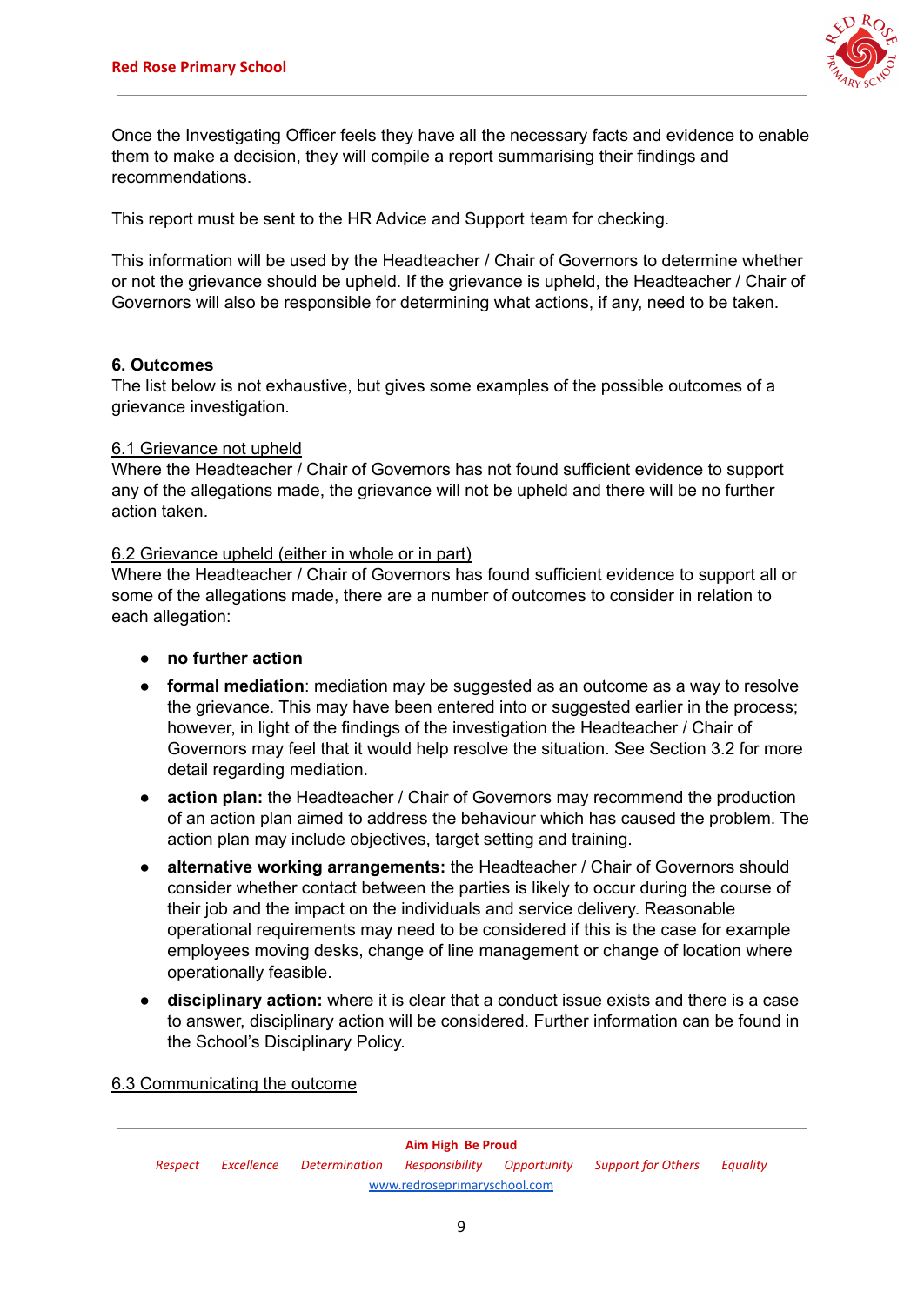Once the Investigating Officer feels they have all the necessary facts and evidence to enable them to make a decision, they will compile a report summarising their findings and recommendations.

This report must be sent to the HR Advice and Support team for checking.

This information will be used by the Headteacher / Chair of Governors to determine whether or not the grievance should be upheld. If the grievance is upheld, the Headteacher / Chair of Governors will also be responsible for determining what actions, if any, need to be taken.

## 6. Outcomes

The list below is not exhaustive, but gives some examples of the possible outcomes of a grievance investigation.

### 6.1 Grievance not upheld

Where the Headteacher / Chair of Governors has not found sufficient evidence to support any of the allegations made, the grievance will not be upheld and there will be no further action taken.

### 6.2 Grievance upheld (either in whole or in part)

Where the Headteacher / Chair of Governors has found sufficient evidence to support all or some of the allegations made, there are a number of outcomes to consider in relation to each allegation:

- **no further action**
- **formal mediation**: mediation may be suggested as an outcome as a way to resolve the grievance. This may have been entered into or suggested earlier in the process; however, in light of the findings of the investigation the Headteacher / Chair of Governors may feel that it would help resolve the situation. See Section 3.2 for more detail regarding mediation.
- **action plan:** the Headteacher / Chair of Governors may recommend the production of an action plan aimed to address the behaviour which has caused the problem. The action plan may include objectives, target setting and training.
- **alternative working arrangements:** the Headteacher / Chair of Governors should consider whether contact between the parties is likely to occur during the course of their job and the impact on the individuals and service delivery. Reasonable operational requirements may need to be considered if this is the case for example employees moving desks, change of line management or change of location where operationally feasible.
- **disciplinary action:** where it is clear that a conduct issue exists and there is a case to answer, disciplinary action will be considered. Further information can be found in the School's Disciplinary Policy.

### 6.3 Communicating the outcome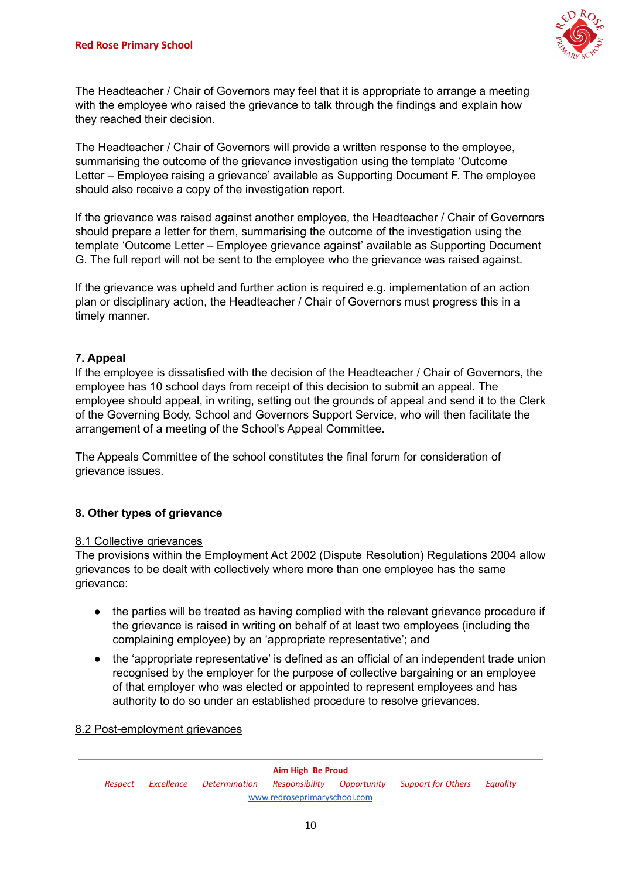The Headteacher / Chair of Governors may feel that it is appropriate to arrange a meeting with the employee who raised the grievance to talk through the findings and explain how they reached their decision.

The Headteacher / Chair of Governors will provide a written response to the employee, summarising the outcome of the grievance investigation using the template 'Outcome Letter – Employee raising a grievance' available as Supporting Document F. The employee should also receive a copy of the investigation report.

If the grievance was raised against another employee, the Headteacher / Chair of Governors should prepare a letter for them, summarising the outcome of the investigation using the template 'Outcome Letter – Employee grievance against' available as Supporting Document G. The full report will not be sent to the employee who the grievance was raised against.

If the grievance was upheld and further action is required e.g. implementation of an action plan or disciplinary action, the Headteacher / Chair of Governors must progress this in a timely manner.

## 7. Appeal

If the employee is dissatisfied with the decision of the Headteacher / Chair of Governors, the employee has 10 school days from receipt of this decision to submit an appeal. The employee should appeal, in writing, setting out the grounds of appeal and send it to the Clerk of the Governing Body, School and Governors Support Service, who will then facilitate the arrangement of a meeting of the School's Appeal Committee.

The Appeals Committee of the school constitutes the final forum for consideration of grievance issues.

## 8. Other types of grievance

### 8.1 Collective grievances

The provisions within the Employment Act 2002 (Dispute Resolution) Regulations 2004 allow grievances to be dealt with collectively where more than one employee has the same grievance:

- the parties will be treated as having complied with the relevant grievance procedure if the grievance is raised in writing on behalf of at least two employees (including the complaining employee) by an 'appropriate representative'; and
- the 'appropriate representative' is defined as an official of an independent trade union recognised by the employer for the purpose of collective bargaining or an employee of that employer who was elected or appointed to represent employees and has authority to do so under an established procedure to resolve grievances.

### 8.2 Post-employment grievances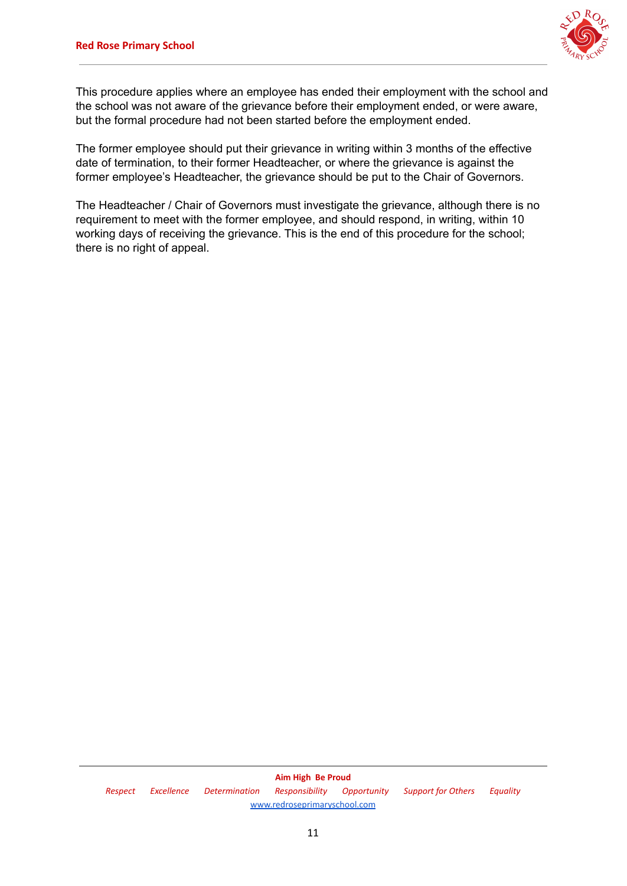This procedure applies where an employee has ended their employment with the school and the school was not aware of the grievance before their employment ended, or were aware, but the formal procedure had not been started before the employment ended.

The former employee should put their grievance in writing within 3 months of the effective date of termination, to their former Headteacher, or where the grievance is against the former employee's Headteacher, the grievance should be put to the Chair of Governors.

The Headteacher / Chair of Governors must investigate the grievance, although there is no requirement to meet with the former employee, and should respond, in writing, within 10 working days of receiving the grievance. This is the end of this procedure for the school; there is no right of appeal.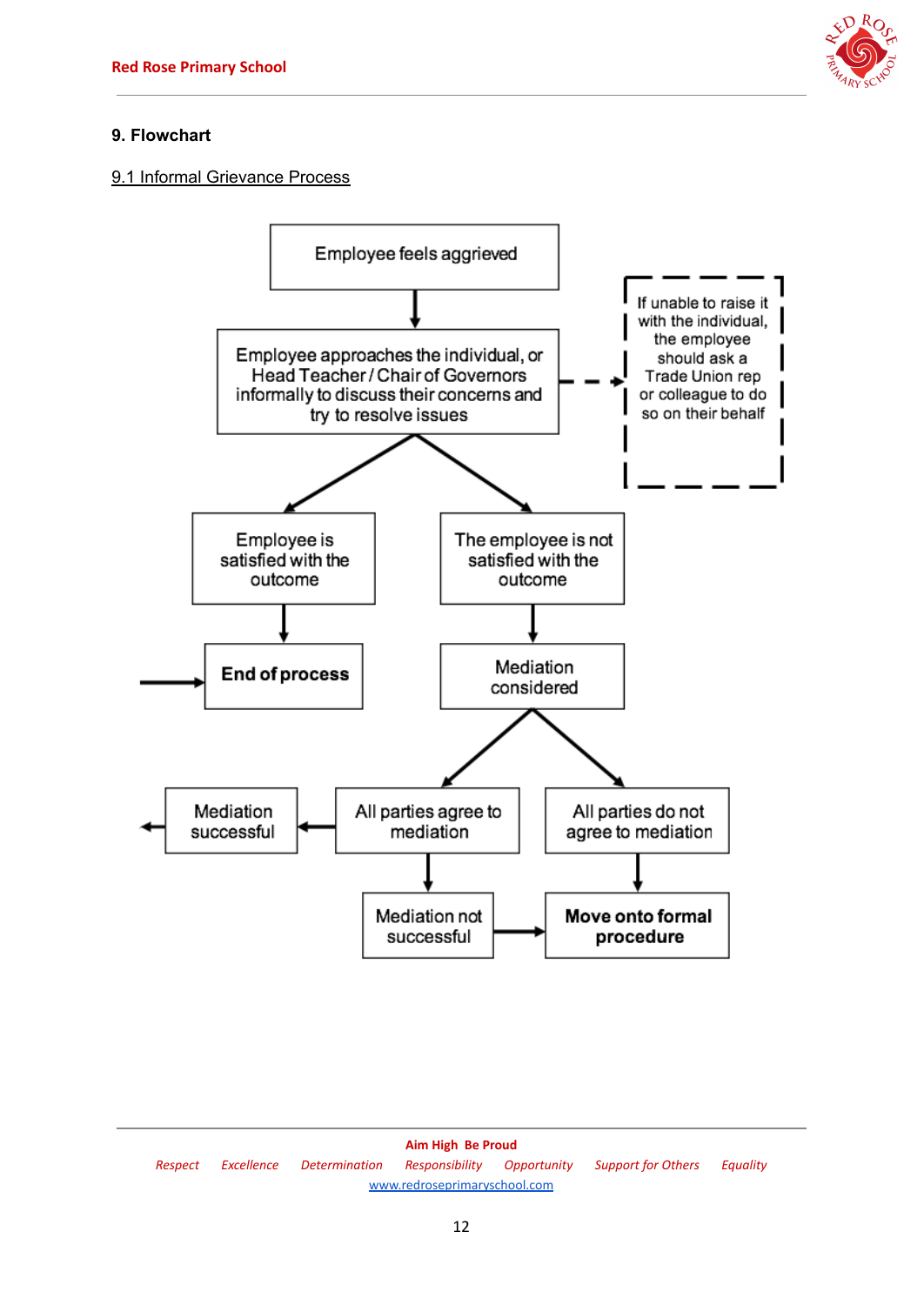## 9. Flowchart

9.1 Informal Grievance Process

Employee feels aggrieved

Employee approaches the individual, or Head Teacher / Chair of Governors informally to discuss their concerns and try to resolve issues

If unable to raise it with the individual, the employee should ask a Trade Union rep or colleague to do so on their behalf

Employee is satisfied with the outcome

The employee is not satisfied with the outcome

**End of process**

Mediation considered

Mediation successful

All parties agree to mediation

All parties do not agree to mediation

Mediation not successful

**Move onto formal procedure**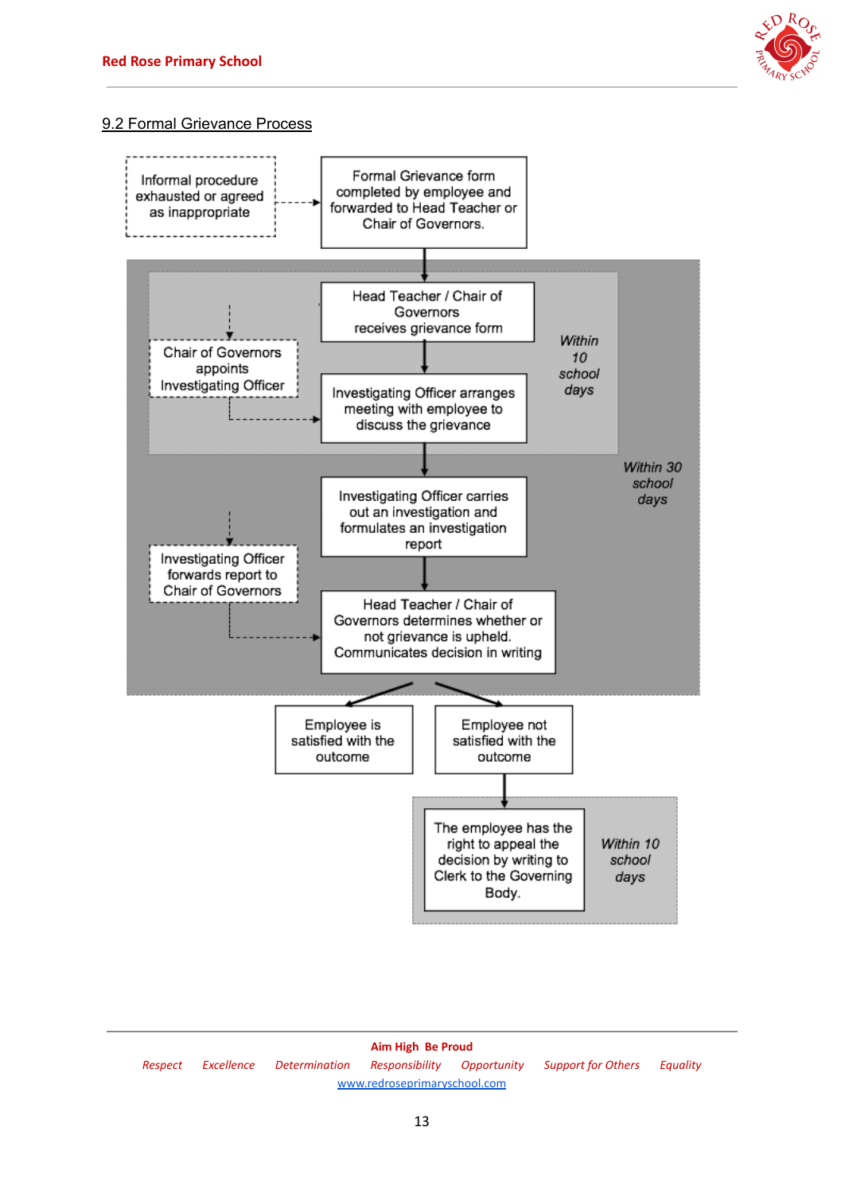## 9.2 Formal Grievance Process

Informal procedure exhausted or agreed as inappropriate

Formal Grievance form completed by employee and forwarded to Head Teacher or Chair of Governors.

Head Teacher / Chair of Governors receives grievance form

Chair of Governors appoints Investigating Officer

Investigating Officer arranges meeting with employee to discuss the grievance

*Within 10 school days*

Investigating Officer carries out an investigation and formulates an investigation report

*Within 30 school days*

Investigating Officer forwards report to Chair of Governors

Head Teacher / Chair of Governors determines whether or not grievance is upheld. Communicates decision in writing

Employee is satisfied with the outcome

Employee not satisfied with the outcome

The employee has the right to appeal the decision by writing to Clerk to the Governing Body.

*Within 10 school days*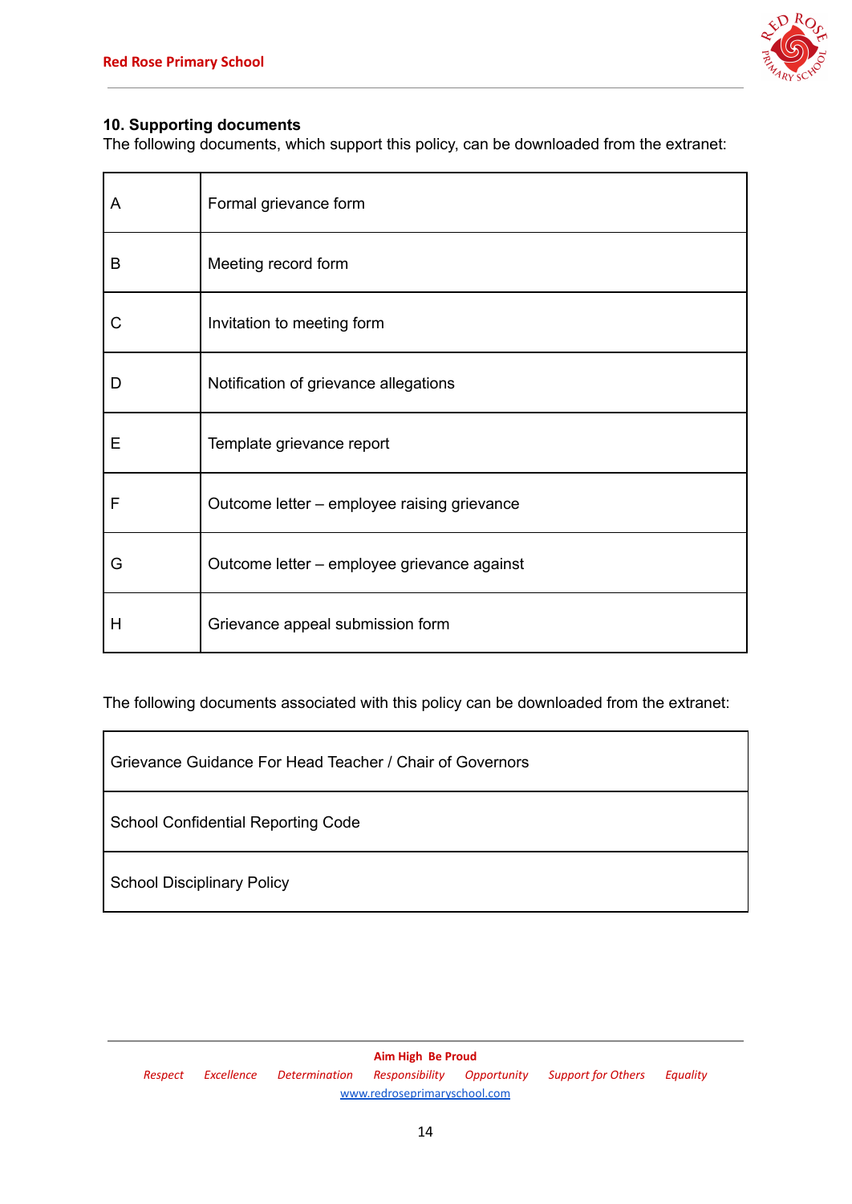## 10. Supporting documents

The following documents, which support this policy, can be downloaded from the extranet:

| | |
|---|---|
| A | Formal grievance form |
| B | Meeting record form |
| C | Invitation to meeting form |
| D | Notification of grievance allegations |
| E | Template grievance report |
| F | Outcome letter – employee raising grievance |
| G | Outcome letter – employee grievance against |
| H | Grievance appeal submission form |

The following documents associated with this policy can be downloaded from the extranet:

| |
|---|
| Grievance Guidance For Head Teacher / Chair of Governors |
| School Confidential Reporting Code |
| School Disciplinary Policy |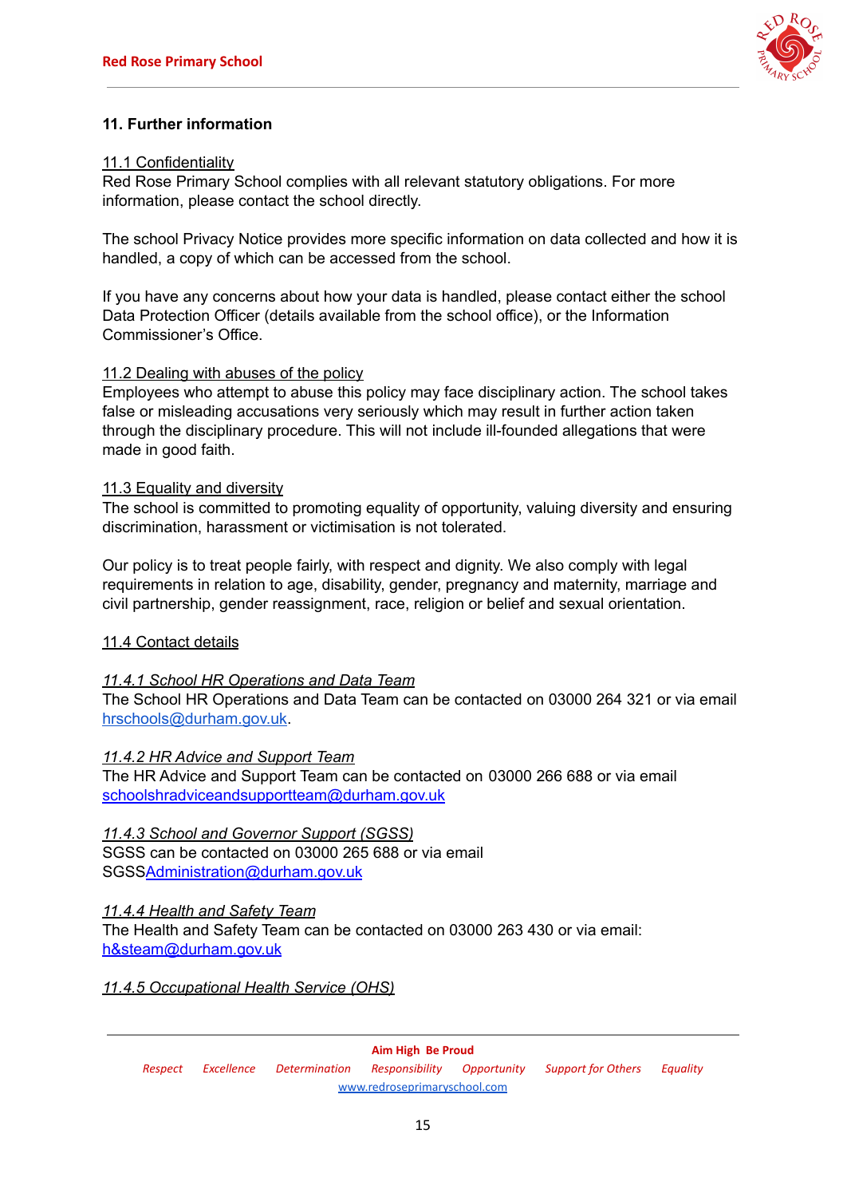## 11. Further information

11.1 Confidentiality

Red Rose Primary School complies with all relevant statutory obligations. For more information, please contact the school directly.

The school Privacy Notice provides more specific information on data collected and how it is handled, a copy of which can be accessed from the school.

If you have any concerns about how your data is handled, please contact either the school Data Protection Officer (details available from the school office), or the Information Commissioner's Office.

11.2 Dealing with abuses of the policy

Employees who attempt to abuse this policy may face disciplinary action. The school takes false or misleading accusations very seriously which may result in further action taken through the disciplinary procedure. This will not include ill-founded allegations that were made in good faith.

11.3 Equality and diversity

The school is committed to promoting equality of opportunity, valuing diversity and ensuring discrimination, harassment or victimisation is not tolerated.

Our policy is to treat people fairly, with respect and dignity. We also comply with legal requirements in relation to age, disability, gender, pregnancy and maternity, marriage and civil partnership, gender reassignment, race, religion or belief and sexual orientation.

11.4 Contact details

*11.4.1 School HR Operations and Data Team*

The School HR Operations and Data Team can be contacted on 03000 264 321 or via email hrschools@durham.gov.uk.

*11.4.2 HR Advice and Support Team*

The HR Advice and Support Team can be contacted on 03000 266 688 or via email schoolshradviceandsupportteam@durham.gov.uk

*11.4.3 School and Governor Support (SGSS)*

SGSS can be contacted on 03000 265 688 or via email SGSSAdministration@durham.gov.uk

*11.4.4 Health and Safety Team*

The Health and Safety Team can be contacted on 03000 263 430 or via email: h&steam@durham.gov.uk

*11.4.5 Occupational Health Service (OHS)*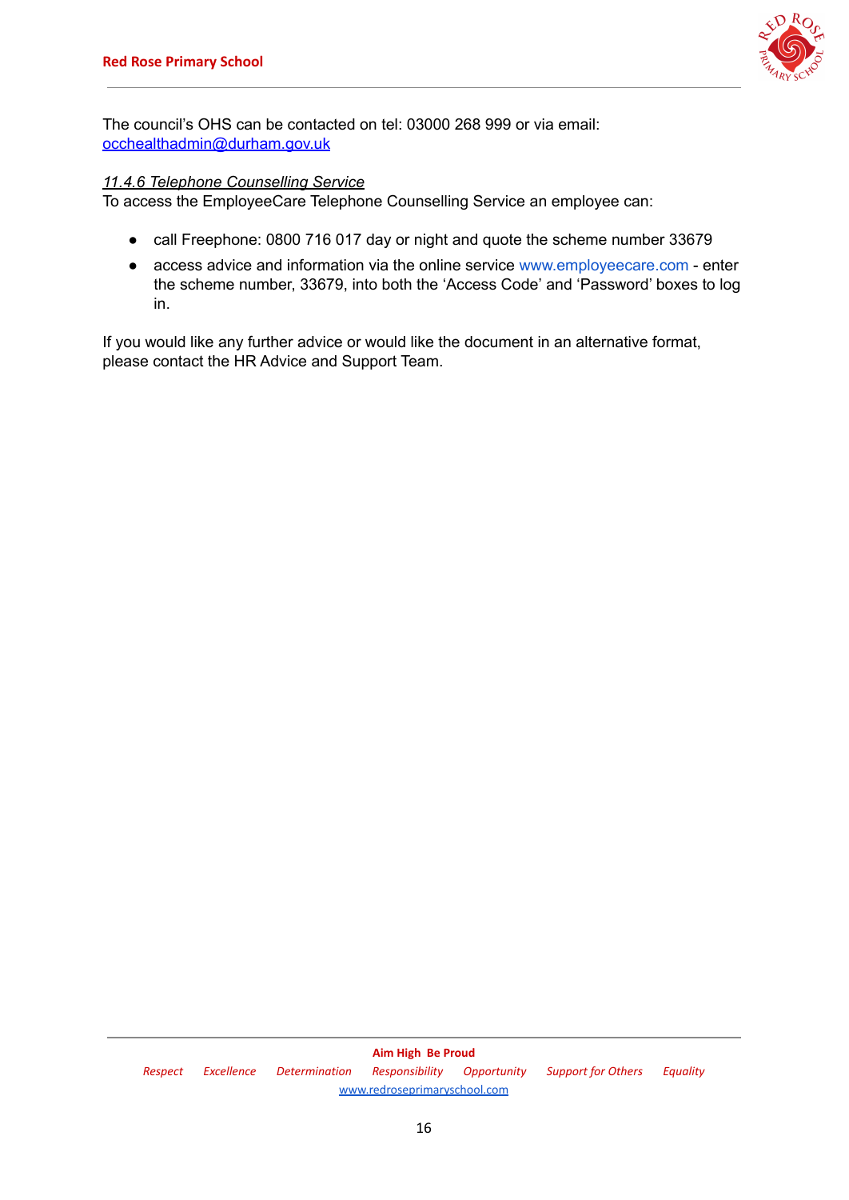The council's OHS can be contacted on tel: 03000 268 999 or via email: occhealthadmin@durham.gov.uk

*11.4.6 Telephone Counselling Service*

To access the EmployeeCare Telephone Counselling Service an employee can:

- call Freephone: 0800 716 017 day or night and quote the scheme number 33679
- access advice and information via the online service www.employeecare.com - enter the scheme number, 33679, into both the 'Access Code' and 'Password' boxes to log in.

If you would like any further advice or would like the document in an alternative format, please contact the HR Advice and Support Team.